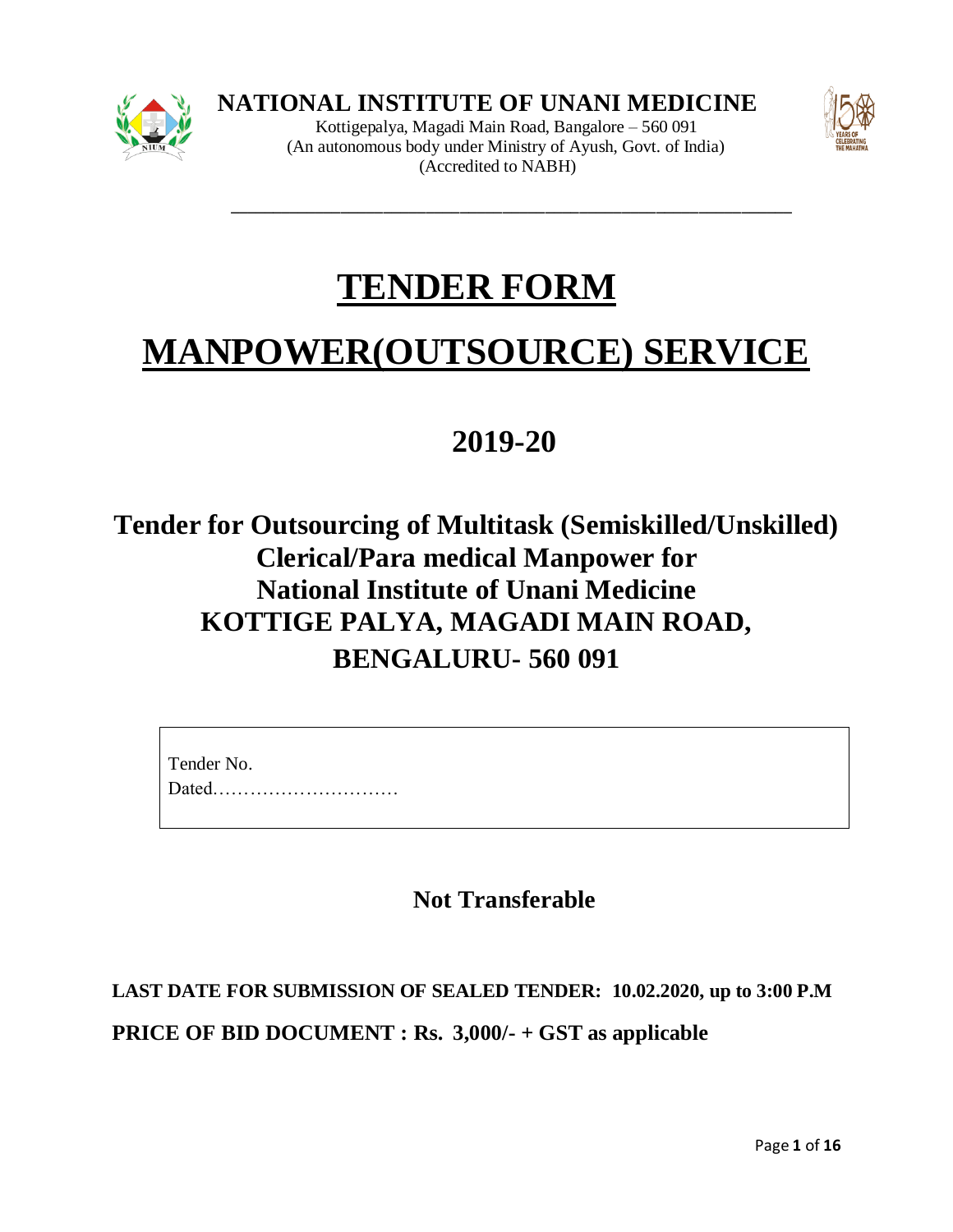**NATIONAL INSTITUTE OF UNANI MEDICINE**

Kottigepalya, Magadi Main Road, Bangalore – 560 091
(An autonomous body under Ministry of Ayush, Govt. of India)
(Accredited to NABH)

---

# TENDER FORM

# MANPOWER(OUTSOURCE) SERVICE

## 2019-20

## Tender for Outsourcing of Multitask (Semiskilled/Unskilled) Clerical/Para medical Manpower for National Institute of Unani Medicine KOTTIGE PALYA, MAGADI MAIN ROAD, BENGALURU- 560 091

Tender No.
Dated…………………………

**Not Transferable**

**LAST DATE FOR SUBMISSION OF SEALED TENDER: 10.02.2020, up to 3:00 P.M**

**PRICE OF BID DOCUMENT : Rs. 3,000/- + GST as applicable**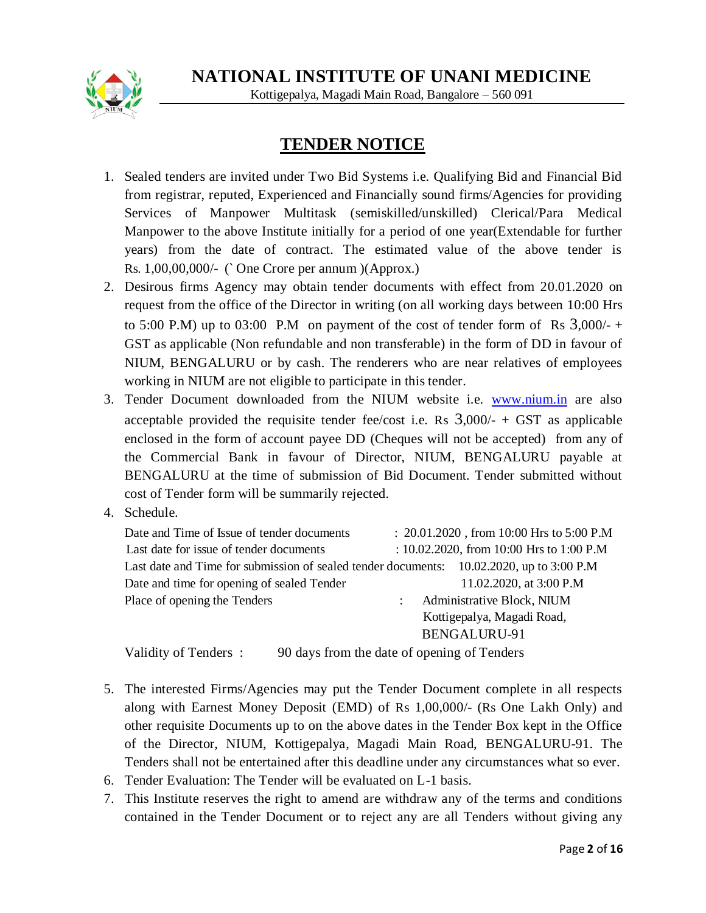# NATIONAL INSTITUTE OF UNANI MEDICINE

Kottigepalya, Magadi Main Road, Bangalore – 560 091

## TENDER NOTICE

1. Sealed tenders are invited under Two Bid Systems i.e. Qualifying Bid and Financial Bid from registrar, reputed, Experienced and Financially sound firms/Agencies for providing Services of Manpower Multitask (semiskilled/unskilled) Clerical/Para Medical Manpower to the above Institute initially for a period of one year(Extendable for further years) from the date of contract. The estimated value of the above tender is Rs. 1,00,00,000/- (` One Crore per annum )(Approx.)
2. Desirous firms Agency may obtain tender documents with effect from 20.01.2020 on request from the office of the Director in writing (on all working days between 10:00 Hrs to 5:00 P.M) up to 03:00 P.M on payment of the cost of tender form of Rs 3,000/- + GST as applicable (Non refundable and non transferable) in the form of DD in favour of NIUM, BENGALURU or by cash. The renderers who are near relatives of employees working in NIUM are not eligible to participate in this tender.
3. Tender Document downloaded from the NIUM website i.e. www.nium.in are also acceptable provided the requisite tender fee/cost i.e. Rs 3,000/- + GST as applicable enclosed in the form of account payee DD (Cheques will not be accepted) from any of the Commercial Bank in favour of Director, NIUM, BENGALURU payable at BENGALURU at the time of submission of Bid Document. Tender submitted without cost of Tender form will be summarily rejected.
4. Schedule.

| | |
|---|---|
| Date and Time of Issue of tender documents | : 20.01.2020 , from 10:00 Hrs to 5:00 P.M |
| Last date for issue of tender documents | : 10.02.2020, from 10:00 Hrs to 1:00 P.M |
| Last date and Time for submission of sealed tender documents: | 10.02.2020, up to 3:00 P.M |
| Date and time for opening of sealed Tender | 11.02.2020, at 3:00 P.M |
| Place of opening the Tenders | : Administrative Block, NIUM Kottigepalya, Magadi Road, BENGALURU-91 |
| Validity of Tenders : | 90 days from the date of opening of Tenders |

5. The interested Firms/Agencies may put the Tender Document complete in all respects along with Earnest Money Deposit (EMD) of Rs 1,00,000/- (Rs One Lakh Only) and other requisite Documents up to on the above dates in the Tender Box kept in the Office of the Director, NIUM, Kottigepalya, Magadi Main Road, BENGALURU-91. The Tenders shall not be entertained after this deadline under any circumstances what so ever.
6. Tender Evaluation: The Tender will be evaluated on L-1 basis.
7. This Institute reserves the right to amend are withdraw any of the terms and conditions contained in the Tender Document or to reject any are all Tenders without giving any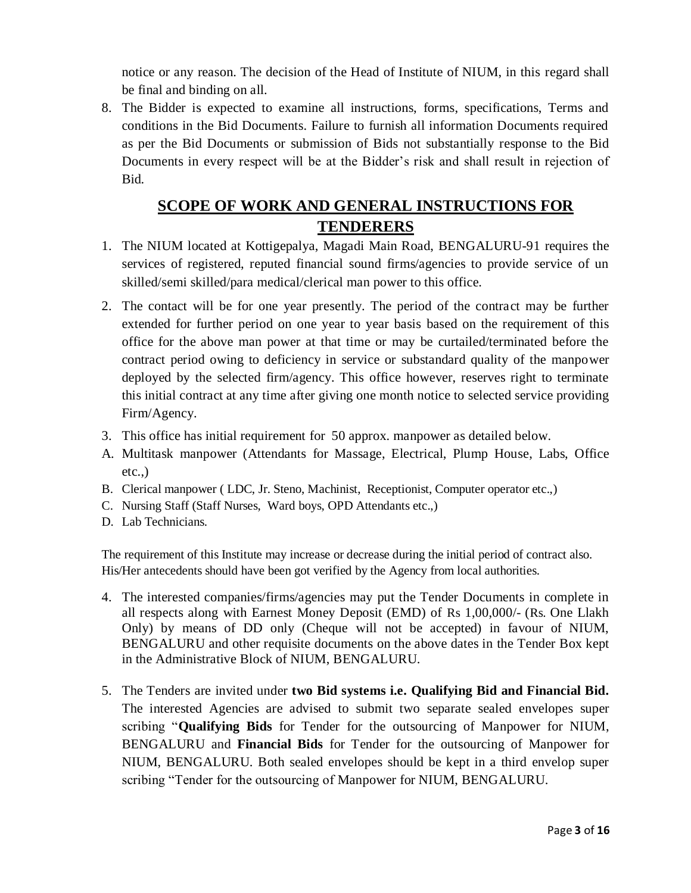notice or any reason. The decision of the Head of Institute of NIUM, in this regard shall be final and binding on all.

8. The Bidder is expected to examine all instructions, forms, specifications, Terms and conditions in the Bid Documents. Failure to furnish all information Documents required as per the Bid Documents or submission of Bids not substantially response to the Bid Documents in every respect will be at the Bidder's risk and shall result in rejection of Bid.

## SCOPE OF WORK AND GENERAL INSTRUCTIONS FOR TENDERERS

1. The NIUM located at Kottigepalya, Magadi Main Road, BENGALURU-91 requires the services of registered, reputed financial sound firms/agencies to provide service of un skilled/semi skilled/para medical/clerical man power to this office.

2. The contact will be for one year presently. The period of the contract may be further extended for further period on one year to year basis based on the requirement of this office for the above man power at that time or may be curtailed/terminated before the contract period owing to deficiency in service or substandard quality of the manpower deployed by the selected firm/agency. This office however, reserves right to terminate this initial contract at any time after giving one month notice to selected service providing Firm/Agency.

3. This office has initial requirement for 50 approx. manpower as detailed below.

A. Multitask manpower (Attendants for Massage, Electrical, Plump House, Labs, Office etc.,)
B. Clerical manpower ( LDC, Jr. Steno, Machinist, Receptionist, Computer operator etc.,)
C. Nursing Staff (Staff Nurses, Ward boys, OPD Attendants etc.,)
D. Lab Technicians.

The requirement of this Institute may increase or decrease during the initial period of contract also. His/Her antecedents should have been got verified by the Agency from local authorities.

4. The interested companies/firms/agencies may put the Tender Documents in complete in all respects along with Earnest Money Deposit (EMD) of Rs 1,00,000/- (Rs. One Llakh Only) by means of DD only (Cheque will not be accepted) in favour of NIUM, BENGALURU and other requisite documents on the above dates in the Tender Box kept in the Administrative Block of NIUM, BENGALURU.

5. The Tenders are invited under **two Bid systems i.e. Qualifying Bid and Financial Bid.** The interested Agencies are advised to submit two separate sealed envelopes super scribing "**Qualifying Bids** for Tender for the outsourcing of Manpower for NIUM, BENGALURU and **Financial Bids** for Tender for the outsourcing of Manpower for NIUM, BENGALURU. Both sealed envelopes should be kept in a third envelop super scribing "Tender for the outsourcing of Manpower for NIUM, BENGALURU.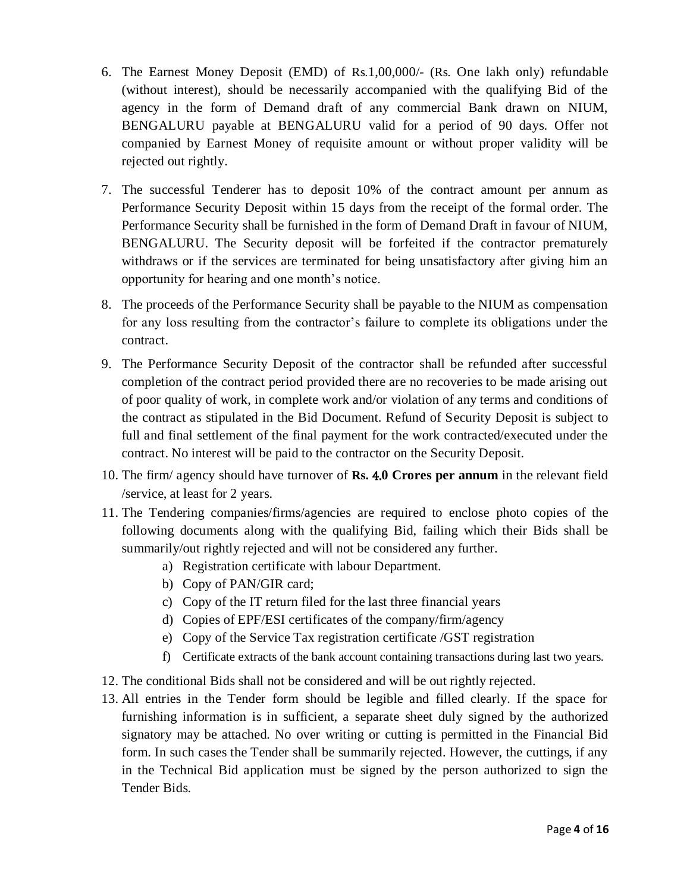6. The Earnest Money Deposit (EMD) of Rs.1,00,000/- (Rs. One lakh only) refundable (without interest), should be necessarily accompanied with the qualifying Bid of the agency in the form of Demand draft of any commercial Bank drawn on NIUM, BENGALURU payable at BENGALURU valid for a period of 90 days. Offer not companied by Earnest Money of requisite amount or without proper validity will be rejected out rightly.

7. The successful Tenderer has to deposit 10% of the contract amount per annum as Performance Security Deposit within 15 days from the receipt of the formal order. The Performance Security shall be furnished in the form of Demand Draft in favour of NIUM, BENGALURU. The Security deposit will be forfeited if the contractor prematurely withdraws or if the services are terminated for being unsatisfactory after giving him an opportunity for hearing and one month's notice.

8. The proceeds of the Performance Security shall be payable to the NIUM as compensation for any loss resulting from the contractor's failure to complete its obligations under the contract.

9. The Performance Security Deposit of the contractor shall be refunded after successful completion of the contract period provided there are no recoveries to be made arising out of poor quality of work, in complete work and/or violation of any terms and conditions of the contract as stipulated in the Bid Document. Refund of Security Deposit is subject to full and final settlement of the final payment for the work contracted/executed under the contract. No interest will be paid to the contractor on the Security Deposit.

10. The firm/ agency should have turnover of **Rs. 4.0 Crores per annum** in the relevant field /service, at least for 2 years.

11. The Tendering companies/firms/agencies are required to enclose photo copies of the following documents along with the qualifying Bid, failing which their Bids shall be summarily/out rightly rejected and will not be considered any further.
    a) Registration certificate with labour Department.
    b) Copy of PAN/GIR card;
    c) Copy of the IT return filed for the last three financial years
    d) Copies of EPF/ESI certificates of the company/firm/agency
    e) Copy of the Service Tax registration certificate /GST registration
    f) Certificate extracts of the bank account containing transactions during last two years.

12. The conditional Bids shall not be considered and will be out rightly rejected.

13. All entries in the Tender form should be legible and filled clearly. If the space for furnishing information is in sufficient, a separate sheet duly signed by the authorized signatory may be attached. No over writing or cutting is permitted in the Financial Bid form. In such cases the Tender shall be summarily rejected. However, the cuttings, if any in the Technical Bid application must be signed by the person authorized to sign the Tender Bids.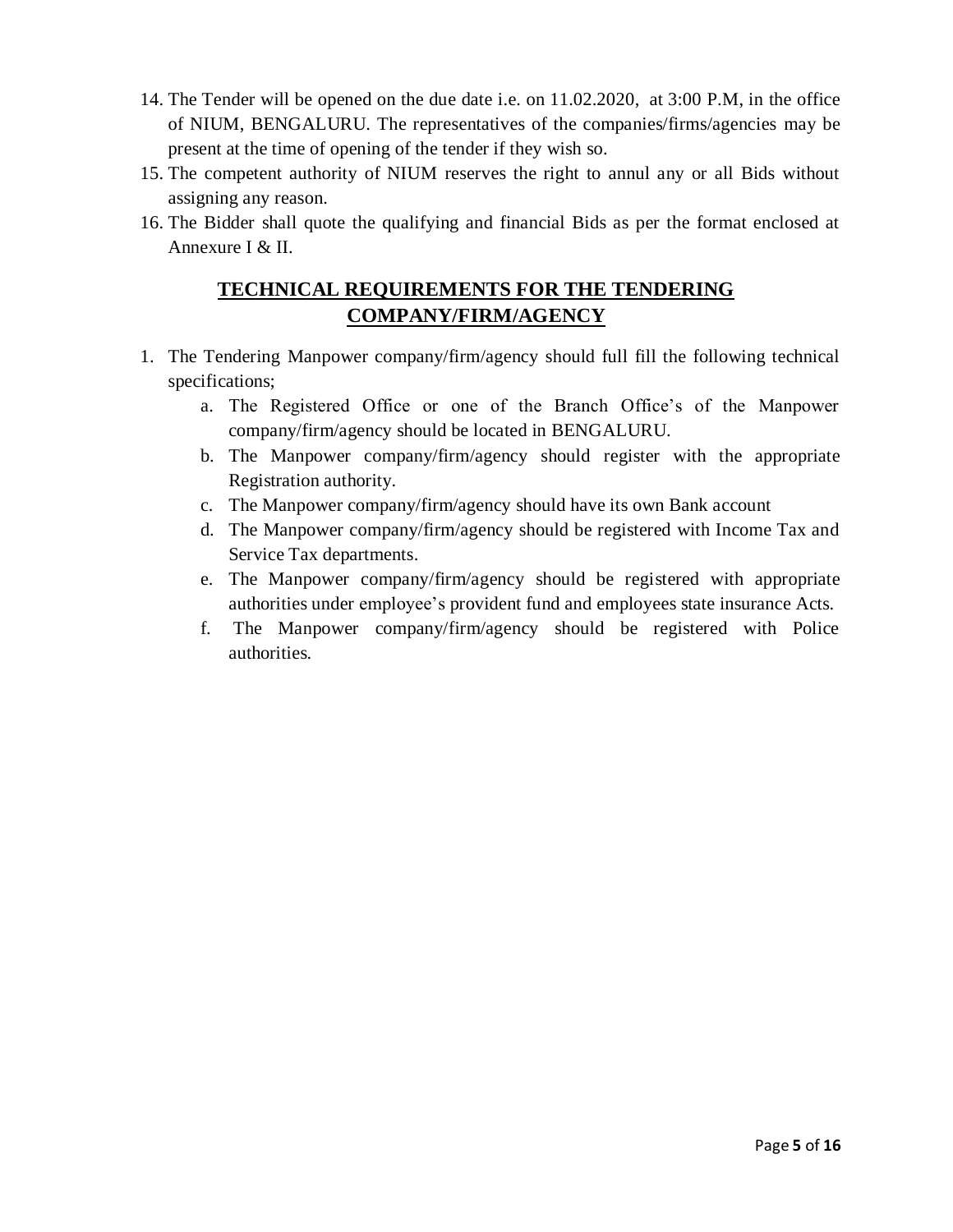14. The Tender will be opened on the due date i.e. on 11.02.2020, at 3:00 P.M, in the office of NIUM, BENGALURU. The representatives of the companies/firms/agencies may be present at the time of opening of the tender if they wish so.
15. The competent authority of NIUM reserves the right to annul any or all Bids without assigning any reason.
16. The Bidder shall quote the qualifying and financial Bids as per the format enclosed at Annexure I & II.

## TECHNICAL REQUIREMENTS FOR THE TENDERING COMPANY/FIRM/AGENCY

1. The Tendering Manpower company/firm/agency should full fill the following technical specifications;
   a. The Registered Office or one of the Branch Office's of the Manpower company/firm/agency should be located in BENGALURU.
   b. The Manpower company/firm/agency should register with the appropriate Registration authority.
   c. The Manpower company/firm/agency should have its own Bank account
   d. The Manpower company/firm/agency should be registered with Income Tax and Service Tax departments.
   e. The Manpower company/firm/agency should be registered with appropriate authorities under employee's provident fund and employees state insurance Acts.
   f. The Manpower company/firm/agency should be registered with Police authorities.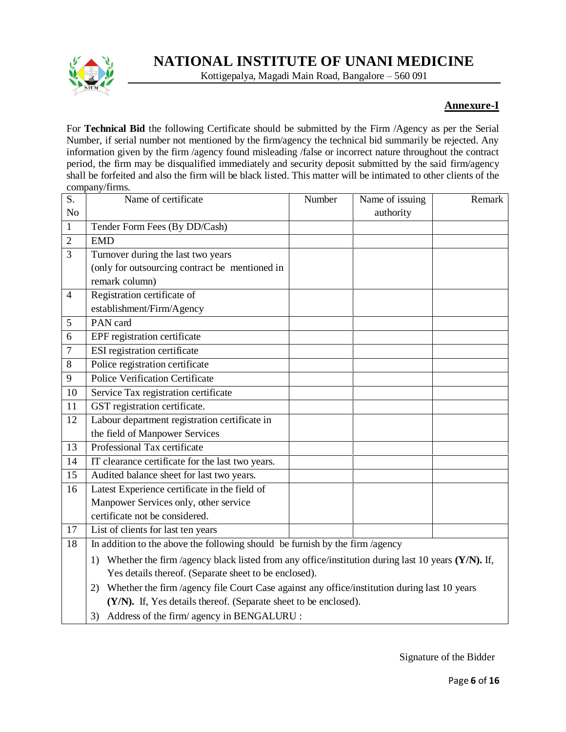# NATIONAL INSTITUTE OF UNANI MEDICINE

Kottigepalya, Magadi Main Road, Bangalore – 560 091

**Annexure-I**

For **Technical Bid** the following Certificate should be submitted by the Firm /Agency as per the Serial Number, if serial number not mentioned by the firm/agency the technical bid summarily be rejected. Any information given by the firm /agency found misleading /false or incorrect nature throughout the contract period, the firm may be disqualified immediately and security deposit submitted by the said firm/agency shall be forfeited and also the firm will be black listed. This matter will be intimated to other clients of the company/firms.

| S. No | Name of certificate | Number | Name of issuing authority | Remark |
|---|---|---|---|---|
| 1 | Tender Form Fees (By DD/Cash) | | | |
| 2 | EMD | | | |
| 3 | Turnover during the last two years (only for outsourcing contract be mentioned in remark column) | | | |
| 4 | Registration certificate of establishment/Firm/Agency | | | |
| 5 | PAN card | | | |
| 6 | EPF registration certificate | | | |
| 7 | ESI registration certificate | | | |
| 8 | Police registration certificate | | | |
| 9 | Police Verification Certificate | | | |
| 10 | Service Tax registration certificate | | | |
| 11 | GST registration certificate. | | | |
| 12 | Labour department registration certificate in the field of Manpower Services | | | |
| 13 | Professional Tax certificate | | | |
| 14 | IT clearance certificate for the last two years. | | | |
| 15 | Audited balance sheet for last two years. | | | |
| 16 | Latest Experience certificate in the field of Manpower Services only, other service certificate not be considered. | | | |
| 17 | List of clients for last ten years | | | |
| 18 | In addition to the above the following should be furnish by the firm /agency<br>1) Whether the firm /agency black listed from any office/institution during last 10 years **(Y/N).** If, Yes details thereof. (Separate sheet to be enclosed).<br>2) Whether the firm /agency file Court Case against any office/institution during last 10 years **(Y/N).** If, Yes details thereof. (Separate sheet to be enclosed).<br>3) Address of the firm/ agency in BENGALURU : | | | |

Signature of the Bidder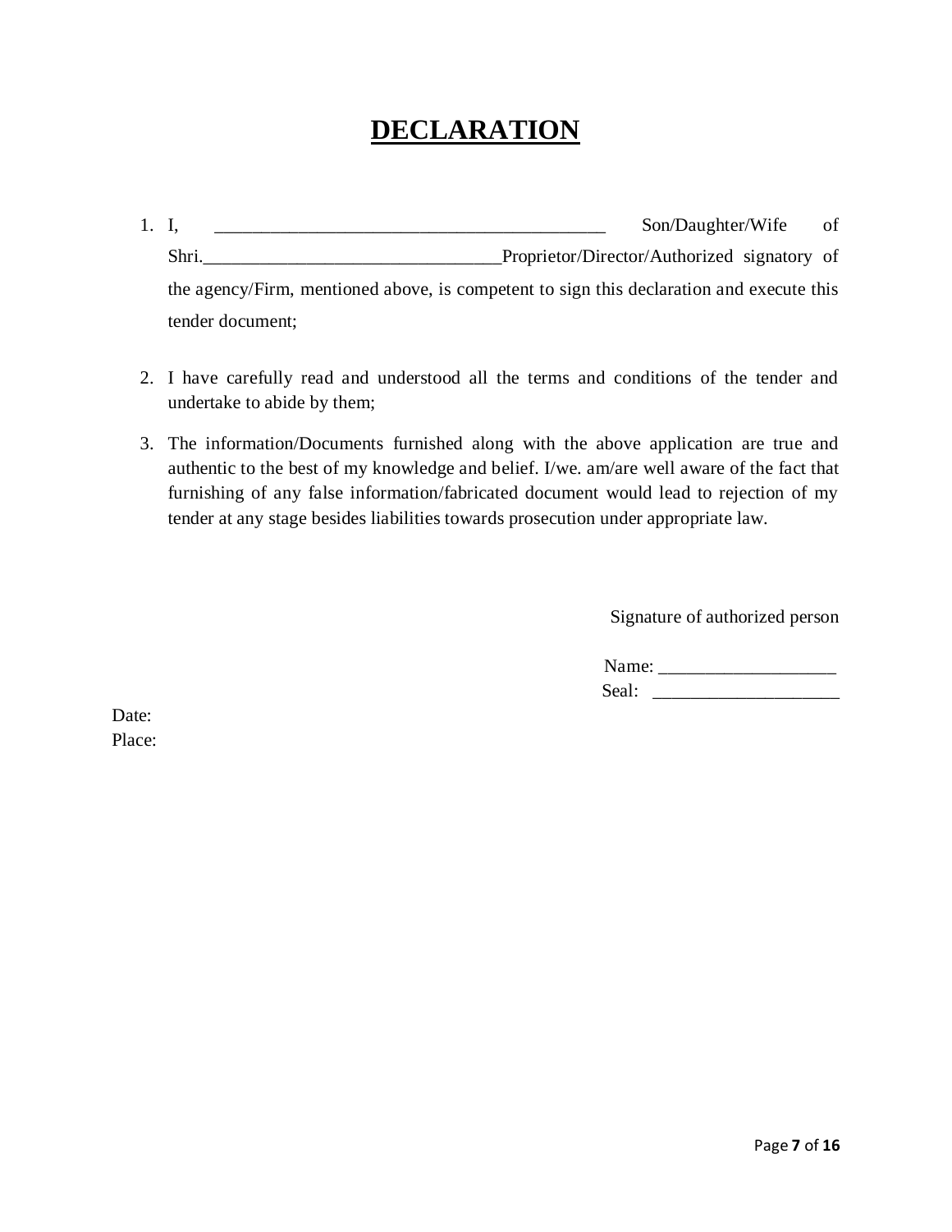# DECLARATION

1. I, \_\_\_\_\_\_\_\_\_\_\_\_\_\_\_\_\_\_\_\_\_\_\_\_\_\_\_\_\_\_\_\_\_\_\_\_\_\_\_\_\_\_\_\_ Son/Daughter/Wife of Shri.\_\_\_\_\_\_\_\_\_\_\_\_\_\_\_\_\_\_\_\_\_\_\_\_\_\_\_\_\_\_\_\_\_\_Proprietor/Director/Authorized signatory of the agency/Firm, mentioned above, is competent to sign this declaration and execute this tender document;

2. I have carefully read and understood all the terms and conditions of the tender and undertake to abide by them;

3. The information/Documents furnished along with the above application are true and authentic to the best of my knowledge and belief. I/we. am/are well aware of the fact that furnishing of any false information/fabricated document would lead to rejection of my tender at any stage besides liabilities towards prosecution under appropriate law.

Signature of authorized person

Name: \_\_\_\_\_\_\_\_\_\_\_\_\_\_\_\_\_\_\_

Seal: \_\_\_\_\_\_\_\_\_\_\_\_\_\_\_\_\_\_\_\_

Date:

Place: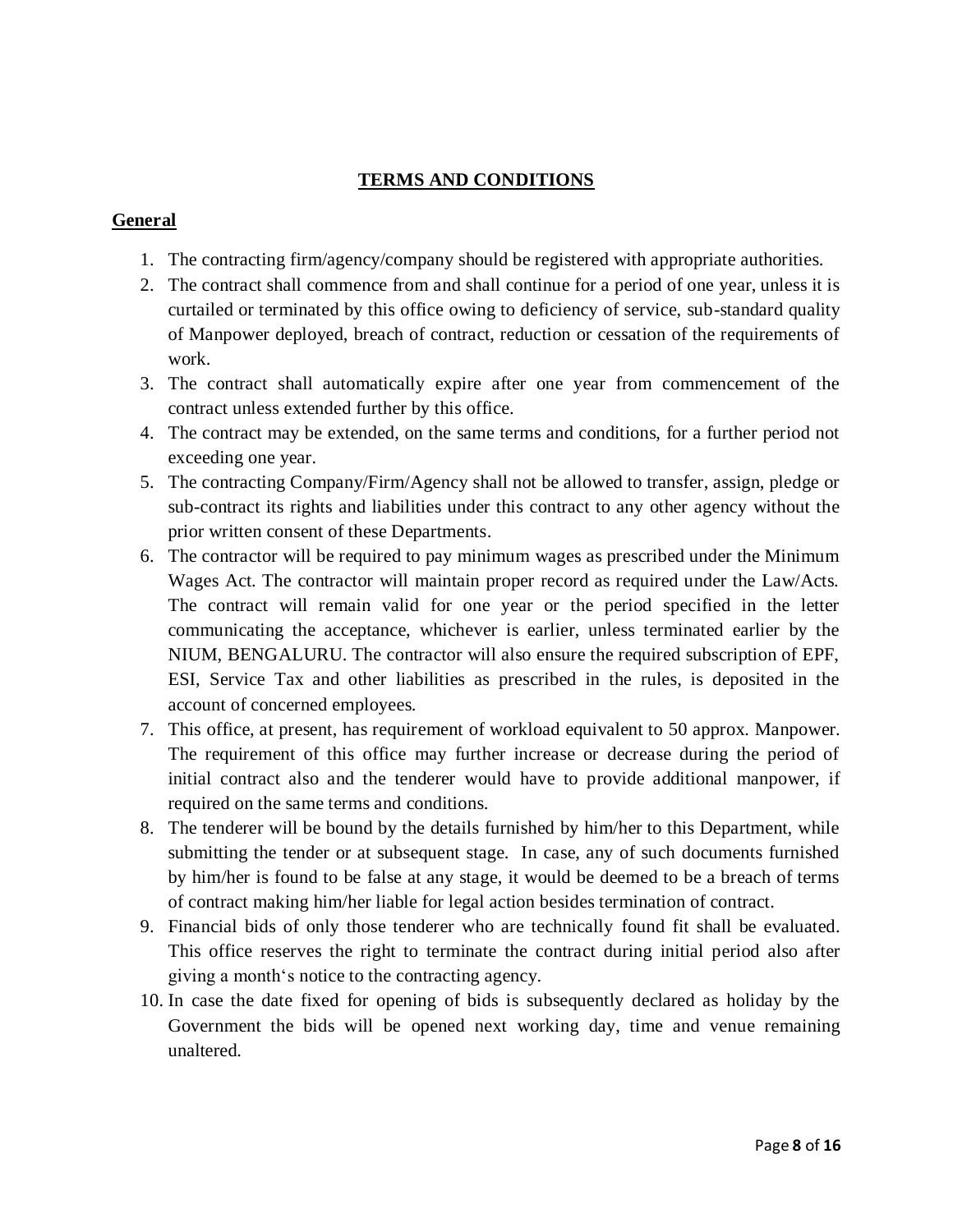## TERMS AND CONDITIONS

### General

1. The contracting firm/agency/company should be registered with appropriate authorities.
2. The contract shall commence from and shall continue for a period of one year, unless it is curtailed or terminated by this office owing to deficiency of service, sub-standard quality of Manpower deployed, breach of contract, reduction or cessation of the requirements of work.
3. The contract shall automatically expire after one year from commencement of the contract unless extended further by this office.
4. The contract may be extended, on the same terms and conditions, for a further period not exceeding one year.
5. The contracting Company/Firm/Agency shall not be allowed to transfer, assign, pledge or sub-contract its rights and liabilities under this contract to any other agency without the prior written consent of these Departments.
6. The contractor will be required to pay minimum wages as prescribed under the Minimum Wages Act. The contractor will maintain proper record as required under the Law/Acts. The contract will remain valid for one year or the period specified in the letter communicating the acceptance, whichever is earlier, unless terminated earlier by the NIUM, BENGALURU. The contractor will also ensure the required subscription of EPF, ESI, Service Tax and other liabilities as prescribed in the rules, is deposited in the account of concerned employees.
7. This office, at present, has requirement of workload equivalent to 50 approx. Manpower. The requirement of this office may further increase or decrease during the period of initial contract also and the tenderer would have to provide additional manpower, if required on the same terms and conditions.
8. The tenderer will be bound by the details furnished by him/her to this Department, while submitting the tender or at subsequent stage. In case, any of such documents furnished by him/her is found to be false at any stage, it would be deemed to be a breach of terms of contract making him/her liable for legal action besides termination of contract.
9. Financial bids of only those tenderer who are technically found fit shall be evaluated. This office reserves the right to terminate the contract during initial period also after giving a month's notice to the contracting agency.
10. In case the date fixed for opening of bids is subsequently declared as holiday by the Government the bids will be opened next working day, time and venue remaining unaltered.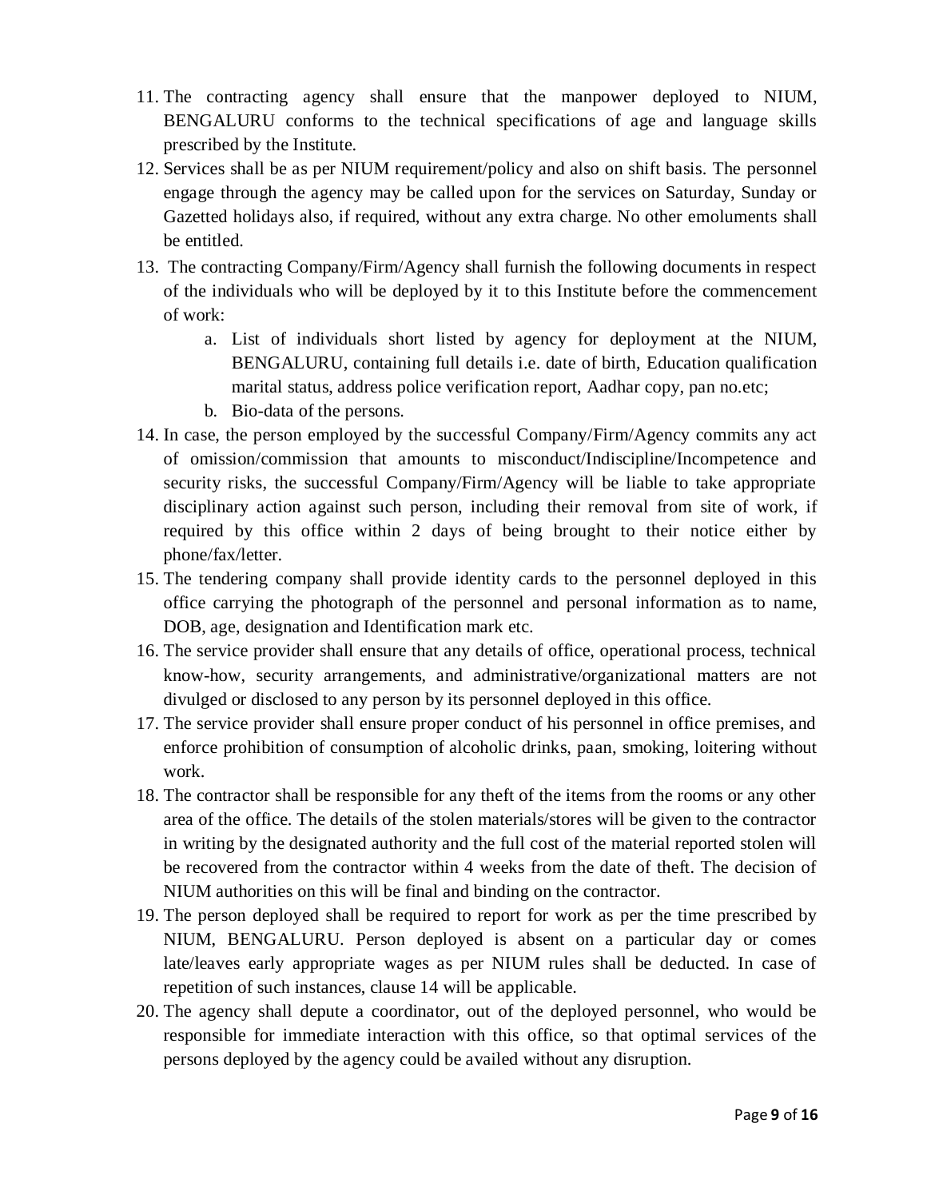11. The contracting agency shall ensure that the manpower deployed to NIUM, BENGALURU conforms to the technical specifications of age and language skills prescribed by the Institute.
12. Services shall be as per NIUM requirement/policy and also on shift basis. The personnel engage through the agency may be called upon for the services on Saturday, Sunday or Gazetted holidays also, if required, without any extra charge. No other emoluments shall be entitled.
13. The contracting Company/Firm/Agency shall furnish the following documents in respect of the individuals who will be deployed by it to this Institute before the commencement of work:
    a. List of individuals short listed by agency for deployment at the NIUM, BENGALURU, containing full details i.e. date of birth, Education qualification marital status, address police verification report, Aadhar copy, pan no.etc;
    b. Bio-data of the persons.
14. In case, the person employed by the successful Company/Firm/Agency commits any act of omission/commission that amounts to misconduct/Indiscipline/Incompetence and security risks, the successful Company/Firm/Agency will be liable to take appropriate disciplinary action against such person, including their removal from site of work, if required by this office within 2 days of being brought to their notice either by phone/fax/letter.
15. The tendering company shall provide identity cards to the personnel deployed in this office carrying the photograph of the personnel and personal information as to name, DOB, age, designation and Identification mark etc.
16. The service provider shall ensure that any details of office, operational process, technical know-how, security arrangements, and administrative/organizational matters are not divulged or disclosed to any person by its personnel deployed in this office.
17. The service provider shall ensure proper conduct of his personnel in office premises, and enforce prohibition of consumption of alcoholic drinks, paan, smoking, loitering without work.
18. The contractor shall be responsible for any theft of the items from the rooms or any other area of the office. The details of the stolen materials/stores will be given to the contractor in writing by the designated authority and the full cost of the material reported stolen will be recovered from the contractor within 4 weeks from the date of theft. The decision of NIUM authorities on this will be final and binding on the contractor.
19. The person deployed shall be required to report for work as per the time prescribed by NIUM, BENGALURU. Person deployed is absent on a particular day or comes late/leaves early appropriate wages as per NIUM rules shall be deducted. In case of repetition of such instances, clause 14 will be applicable.
20. The agency shall depute a coordinator, out of the deployed personnel, who would be responsible for immediate interaction with this office, so that optimal services of the persons deployed by the agency could be availed without any disruption.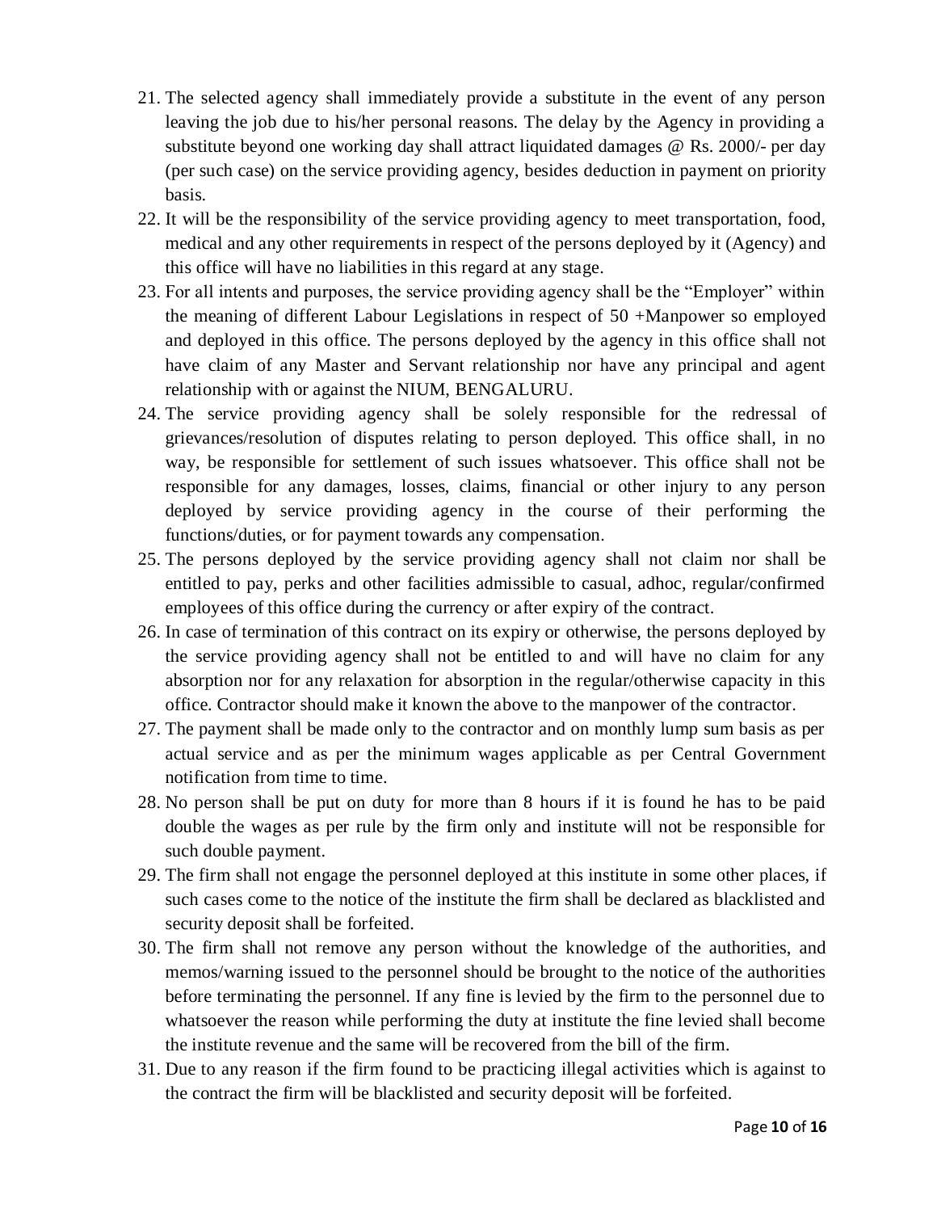21. The selected agency shall immediately provide a substitute in the event of any person leaving the job due to his/her personal reasons. The delay by the Agency in providing a substitute beyond one working day shall attract liquidated damages @ Rs. 2000/- per day (per such case) on the service providing agency, besides deduction in payment on priority basis.
22. It will be the responsibility of the service providing agency to meet transportation, food, medical and any other requirements in respect of the persons deployed by it (Agency) and this office will have no liabilities in this regard at any stage.
23. For all intents and purposes, the service providing agency shall be the "Employer" within the meaning of different Labour Legislations in respect of 50 +Manpower so employed and deployed in this office. The persons deployed by the agency in this office shall not have claim of any Master and Servant relationship nor have any principal and agent relationship with or against the NIUM, BENGALURU.
24. The service providing agency shall be solely responsible for the redressal of grievances/resolution of disputes relating to person deployed. This office shall, in no way, be responsible for settlement of such issues whatsoever. This office shall not be responsible for any damages, losses, claims, financial or other injury to any person deployed by service providing agency in the course of their performing the functions/duties, or for payment towards any compensation.
25. The persons deployed by the service providing agency shall not claim nor shall be entitled to pay, perks and other facilities admissible to casual, adhoc, regular/confirmed employees of this office during the currency or after expiry of the contract.
26. In case of termination of this contract on its expiry or otherwise, the persons deployed by the service providing agency shall not be entitled to and will have no claim for any absorption nor for any relaxation for absorption in the regular/otherwise capacity in this office. Contractor should make it known the above to the manpower of the contractor.
27. The payment shall be made only to the contractor and on monthly lump sum basis as per actual service and as per the minimum wages applicable as per Central Government notification from time to time.
28. No person shall be put on duty for more than 8 hours if it is found he has to be paid double the wages as per rule by the firm only and institute will not be responsible for such double payment.
29. The firm shall not engage the personnel deployed at this institute in some other places, if such cases come to the notice of the institute the firm shall be declared as blacklisted and security deposit shall be forfeited.
30. The firm shall not remove any person without the knowledge of the authorities, and memos/warning issued to the personnel should be brought to the notice of the authorities before terminating the personnel. If any fine is levied by the firm to the personnel due to whatsoever the reason while performing the duty at institute the fine levied shall become the institute revenue and the same will be recovered from the bill of the firm.
31. Due to any reason if the firm found to be practicing illegal activities which is against to the contract the firm will be blacklisted and security deposit will be forfeited.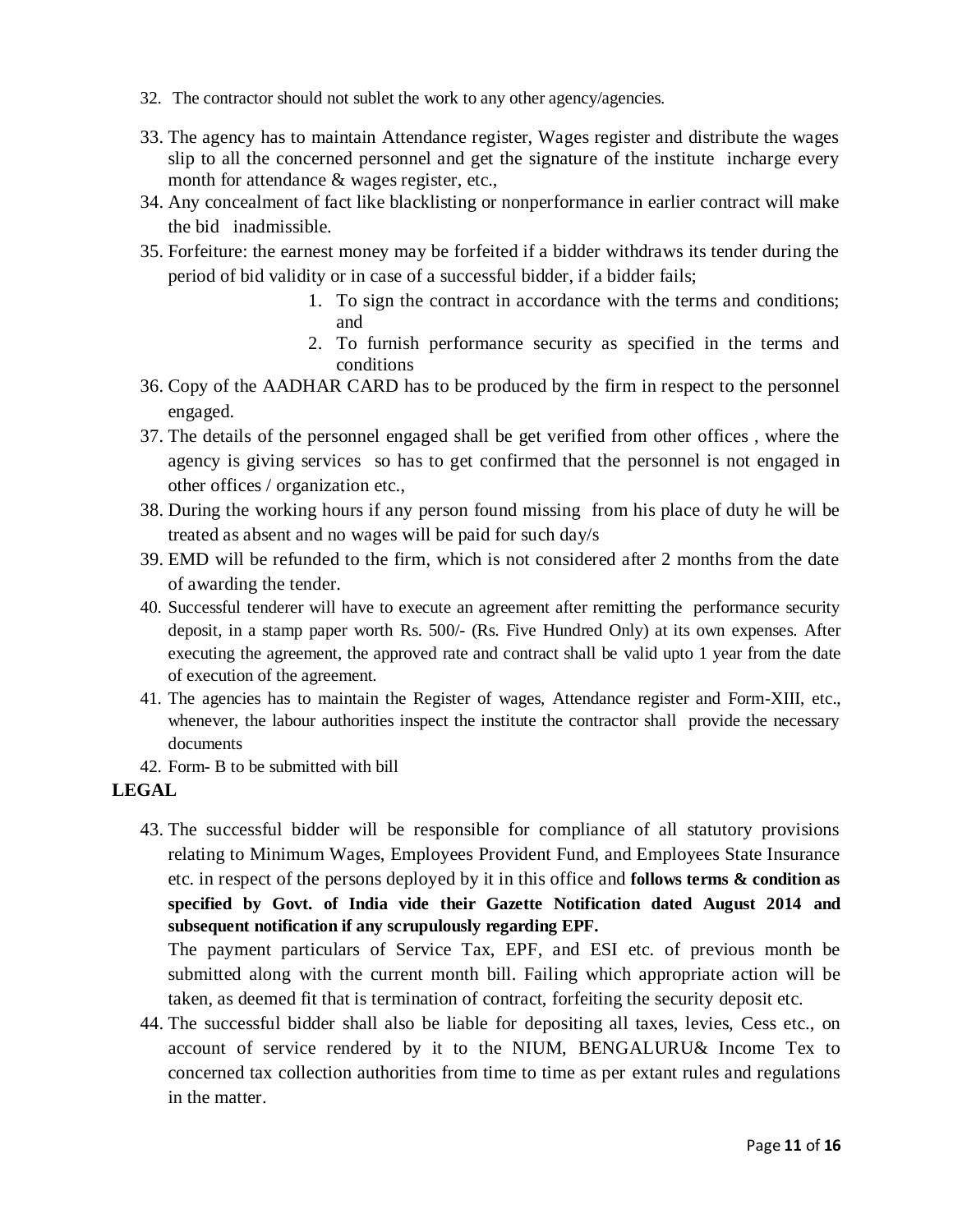32. The contractor should not sublet the work to any other agency/agencies.
33. The agency has to maintain Attendance register, Wages register and distribute the wages slip to all the concerned personnel and get the signature of the institute incharge every month for attendance & wages register, etc.,
34. Any concealment of fact like blacklisting or nonperformance in earlier contract will make the bid inadmissible.
35. Forfeiture: the earnest money may be forfeited if a bidder withdraws its tender during the period of bid validity or in case of a successful bidder, if a bidder fails;
    1. To sign the contract in accordance with the terms and conditions; and
    2. To furnish performance security as specified in the terms and conditions
36. Copy of the AADHAR CARD has to be produced by the firm in respect to the personnel engaged.
37. The details of the personnel engaged shall be get verified from other offices , where the agency is giving services so has to get confirmed that the personnel is not engaged in other offices / organization etc.,
38. During the working hours if any person found missing from his place of duty he will be treated as absent and no wages will be paid for such day/s
39. EMD will be refunded to the firm, which is not considered after 2 months from the date of awarding the tender.
40. Successful tenderer will have to execute an agreement after remitting the performance security deposit, in a stamp paper worth Rs. 500/- (Rs. Five Hundred Only) at its own expenses. After executing the agreement, the approved rate and contract shall be valid upto 1 year from the date of execution of the agreement.
41. The agencies has to maintain the Register of wages, Attendance register and Form-XIII, etc., whenever, the labour authorities inspect the institute the contractor shall provide the necessary documents
42. Form- B to be submitted with bill

**LEGAL**

43. The successful bidder will be responsible for compliance of all statutory provisions relating to Minimum Wages, Employees Provident Fund, and Employees State Insurance etc. in respect of the persons deployed by it in this office and **follows terms & condition as specified by Govt. of India vide their Gazette Notification dated August 2014 and subsequent notification if any scrupulously regarding EPF.**

    The payment particulars of Service Tax, EPF, and ESI etc. of previous month be submitted along with the current month bill. Failing which appropriate action will be taken, as deemed fit that is termination of contract, forfeiting the security deposit etc.
44. The successful bidder shall also be liable for depositing all taxes, levies, Cess etc., on account of service rendered by it to the NIUM, BENGALURU& Income Tex to concerned tax collection authorities from time to time as per extant rules and regulations in the matter.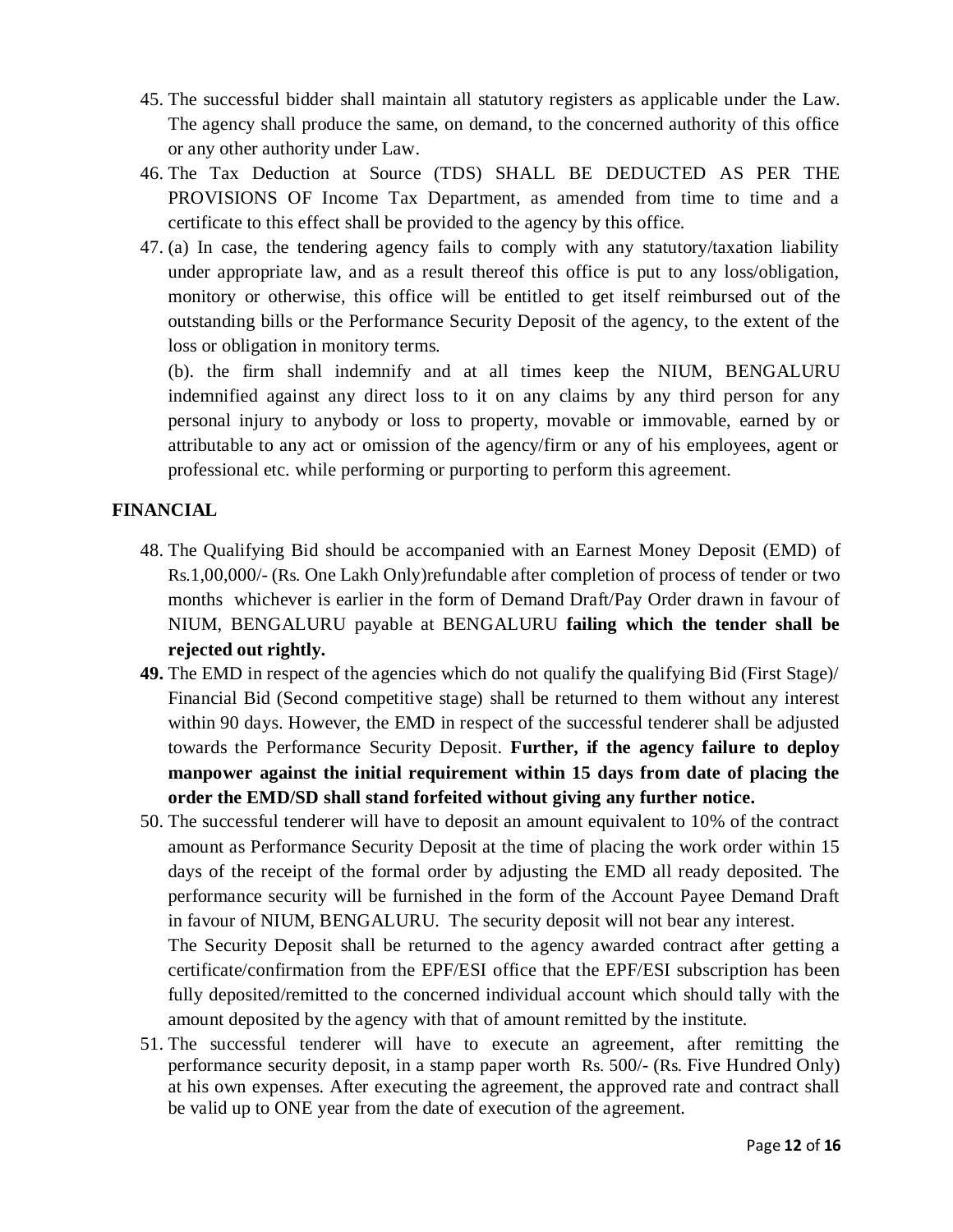45. The successful bidder shall maintain all statutory registers as applicable under the Law. The agency shall produce the same, on demand, to the concerned authority of this office or any other authority under Law.
46. The Tax Deduction at Source (TDS) SHALL BE DEDUCTED AS PER THE PROVISIONS OF Income Tax Department, as amended from time to time and a certificate to this effect shall be provided to the agency by this office.
47. (a) In case, the tendering agency fails to comply with any statutory/taxation liability under appropriate law, and as a result thereof this office is put to any loss/obligation, monitory or otherwise, this office will be entitled to get itself reimbursed out of the outstanding bills or the Performance Security Deposit of the agency, to the extent of the loss or obligation in monitory terms.

    (b). the firm shall indemnify and at all times keep the NIUM, BENGALURU indemnified against any direct loss to it on any claims by any third person for any personal injury to anybody or loss to property, movable or immovable, earned by or attributable to any act or omission of the agency/firm or any of his employees, agent or professional etc. while performing or purporting to perform this agreement.

**FINANCIAL**

48. The Qualifying Bid should be accompanied with an Earnest Money Deposit (EMD) of Rs.1,00,000/- (Rs. One Lakh Only)refundable after completion of process of tender or two months whichever is earlier in the form of Demand Draft/Pay Order drawn in favour of NIUM, BENGALURU payable at BENGALURU **failing which the tender shall be rejected out rightly.**
49. The EMD in respect of the agencies which do not qualify the qualifying Bid (First Stage)/ Financial Bid (Second competitive stage) shall be returned to them without any interest within 90 days. However, the EMD in respect of the successful tenderer shall be adjusted towards the Performance Security Deposit. **Further, if the agency failure to deploy manpower against the initial requirement within 15 days from date of placing the order the EMD/SD shall stand forfeited without giving any further notice.**
50. The successful tenderer will have to deposit an amount equivalent to 10% of the contract amount as Performance Security Deposit at the time of placing the work order within 15 days of the receipt of the formal order by adjusting the EMD all ready deposited. The performance security will be furnished in the form of the Account Payee Demand Draft in favour of NIUM, BENGALURU. The security deposit will not bear any interest.

    The Security Deposit shall be returned to the agency awarded contract after getting a certificate/confirmation from the EPF/ESI office that the EPF/ESI subscription has been fully deposited/remitted to the concerned individual account which should tally with the amount deposited by the agency with that of amount remitted by the institute.
51. The successful tenderer will have to execute an agreement, after remitting the performance security deposit, in a stamp paper worth Rs. 500/- (Rs. Five Hundred Only) at his own expenses. After executing the agreement, the approved rate and contract shall be valid up to ONE year from the date of execution of the agreement.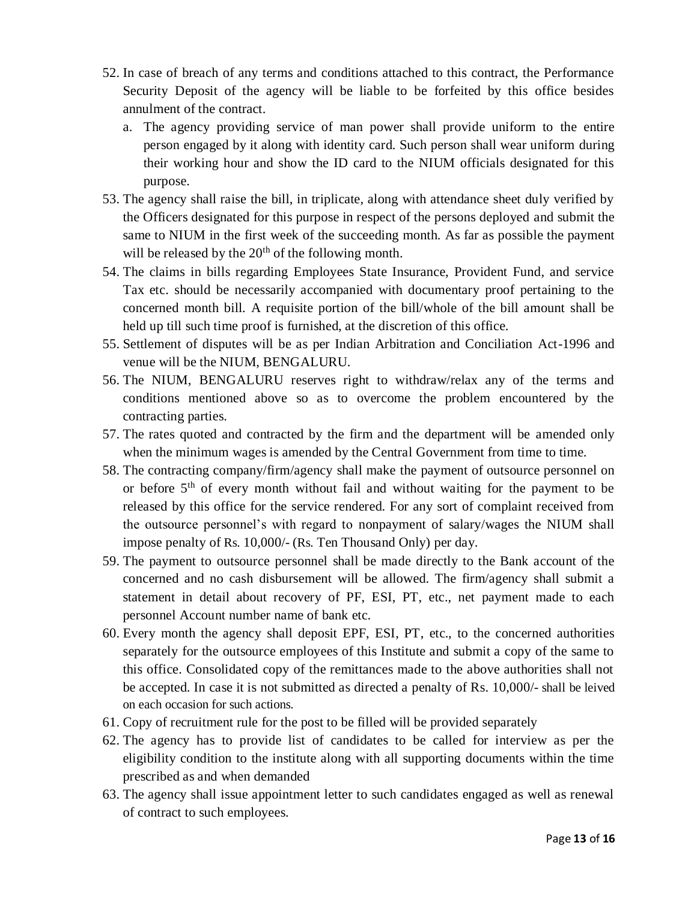52. In case of breach of any terms and conditions attached to this contract, the Performance Security Deposit of the agency will be liable to be forfeited by this office besides annulment of the contract.
    a. The agency providing service of man power shall provide uniform to the entire person engaged by it along with identity card. Such person shall wear uniform during their working hour and show the ID card to the NIUM officials designated for this purpose.
53. The agency shall raise the bill, in triplicate, along with attendance sheet duly verified by the Officers designated for this purpose in respect of the persons deployed and submit the same to NIUM in the first week of the succeeding month. As far as possible the payment will be released by the 20th of the following month.
54. The claims in bills regarding Employees State Insurance, Provident Fund, and service Tax etc. should be necessarily accompanied with documentary proof pertaining to the concerned month bill. A requisite portion of the bill/whole of the bill amount shall be held up till such time proof is furnished, at the discretion of this office.
55. Settlement of disputes will be as per Indian Arbitration and Conciliation Act-1996 and venue will be the NIUM, BENGALURU.
56. The NIUM, BENGALURU reserves right to withdraw/relax any of the terms and conditions mentioned above so as to overcome the problem encountered by the contracting parties.
57. The rates quoted and contracted by the firm and the department will be amended only when the minimum wages is amended by the Central Government from time to time.
58. The contracting company/firm/agency shall make the payment of outsource personnel on or before 5th of every month without fail and without waiting for the payment to be released by this office for the service rendered. For any sort of complaint received from the outsource personnel's with regard to nonpayment of salary/wages the NIUM shall impose penalty of Rs. 10,000/- (Rs. Ten Thousand Only) per day.
59. The payment to outsource personnel shall be made directly to the Bank account of the concerned and no cash disbursement will be allowed. The firm/agency shall submit a statement in detail about recovery of PF, ESI, PT, etc., net payment made to each personnel Account number name of bank etc.
60. Every month the agency shall deposit EPF, ESI, PT, etc., to the concerned authorities separately for the outsource employees of this Institute and submit a copy of the same to this office. Consolidated copy of the remittances made to the above authorities shall not be accepted. In case it is not submitted as directed a penalty of Rs. 10,000/- shall be leived on each occasion for such actions.
61. Copy of recruitment rule for the post to be filled will be provided separately
62. The agency has to provide list of candidates to be called for interview as per the eligibility condition to the institute along with all supporting documents within the time prescribed as and when demanded
63. The agency shall issue appointment letter to such candidates engaged as well as renewal of contract to such employees.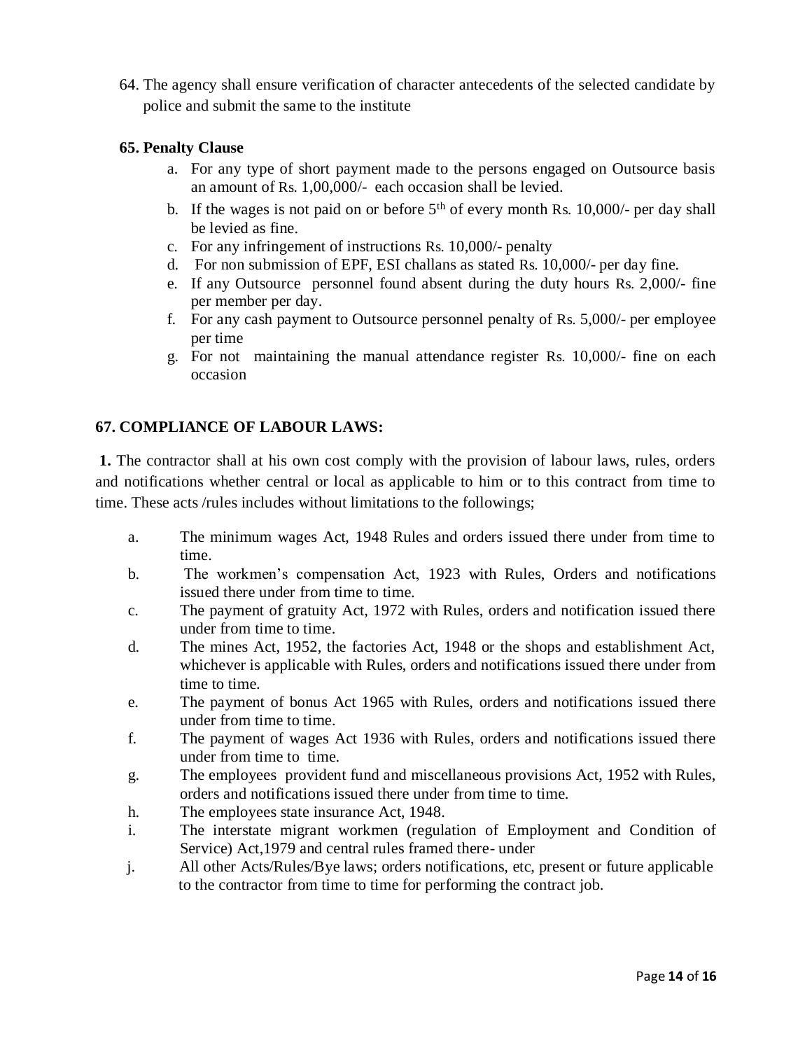64. The agency shall ensure verification of character antecedents of the selected candidate by police and submit the same to the institute

**65. Penalty Clause**

a. For any type of short payment made to the persons engaged on Outsource basis an amount of Rs. 1,00,000/- each occasion shall be levied.
b. If the wages is not paid on or before 5th of every month Rs. 10,000/- per day shall be levied as fine.
c. For any infringement of instructions Rs. 10,000/- penalty
d. For non submission of EPF, ESI challans as stated Rs. 10,000/- per day fine.
e. If any Outsource personnel found absent during the duty hours Rs. 2,000/- fine per member per day.
f. For any cash payment to Outsource personnel penalty of Rs. 5,000/- per employee per time
g. For not maintaining the manual attendance register Rs. 10,000/- fine on each occasion

**67. COMPLIANCE OF LABOUR LAWS:**

**1.** The contractor shall at his own cost comply with the provision of labour laws, rules, orders and notifications whether central or local as applicable to him or to this contract from time to time. These acts /rules includes without limitations to the followings;

a. The minimum wages Act, 1948 Rules and orders issued there under from time to time.
b. The workmen's compensation Act, 1923 with Rules, Orders and notifications issued there under from time to time.
c. The payment of gratuity Act, 1972 with Rules, orders and notification issued there under from time to time.
d. The mines Act, 1952, the factories Act, 1948 or the shops and establishment Act, whichever is applicable with Rules, orders and notifications issued there under from time to time.
e. The payment of bonus Act 1965 with Rules, orders and notifications issued there under from time to time.
f. The payment of wages Act 1936 with Rules, orders and notifications issued there under from time to time.
g. The employees provident fund and miscellaneous provisions Act, 1952 with Rules, orders and notifications issued there under from time to time.
h. The employees state insurance Act, 1948.
i. The interstate migrant workmen (regulation of Employment and Condition of Service) Act,1979 and central rules framed there- under
j. All other Acts/Rules/Bye laws; orders notifications, etc, present or future applicable to the contractor from time to time for performing the contract job.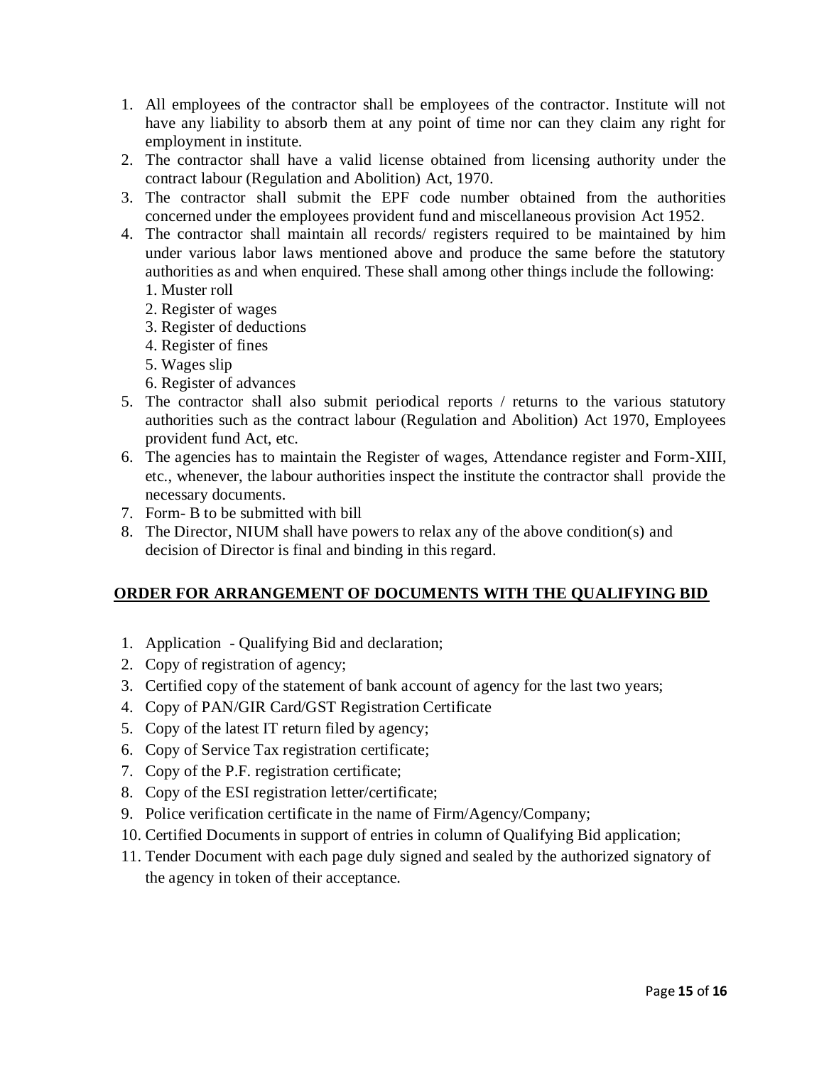1. All employees of the contractor shall be employees of the contractor. Institute will not have any liability to absorb them at any point of time nor can they claim any right for employment in institute.
2. The contractor shall have a valid license obtained from licensing authority under the contract labour (Regulation and Abolition) Act, 1970.
3. The contractor shall submit the EPF code number obtained from the authorities concerned under the employees provident fund and miscellaneous provision Act 1952.
4. The contractor shall maintain all records/ registers required to be maintained by him under various labor laws mentioned above and produce the same before the statutory authorities as and when enquired. These shall among other things include the following:
   1. Muster roll
   2. Register of wages
   3. Register of deductions
   4. Register of fines
   5. Wages slip
   6. Register of advances
5. The contractor shall also submit periodical reports / returns to the various statutory authorities such as the contract labour (Regulation and Abolition) Act 1970, Employees provident fund Act, etc.
6. The agencies has to maintain the Register of wages, Attendance register and Form-XIII, etc., whenever, the labour authorities inspect the institute the contractor shall provide the necessary documents.
7. Form- B to be submitted with bill
8. The Director, NIUM shall have powers to relax any of the above condition(s) and decision of Director is final and binding in this regard.

## ORDER FOR ARRANGEMENT OF DOCUMENTS WITH THE QUALIFYING BID

1. Application - Qualifying Bid and declaration;
2. Copy of registration of agency;
3. Certified copy of the statement of bank account of agency for the last two years;
4. Copy of PAN/GIR Card/GST Registration Certificate
5. Copy of the latest IT return filed by agency;
6. Copy of Service Tax registration certificate;
7. Copy of the P.F. registration certificate;
8. Copy of the ESI registration letter/certificate;
9. Police verification certificate in the name of Firm/Agency/Company;
10. Certified Documents in support of entries in column of Qualifying Bid application;
11. Tender Document with each page duly signed and sealed by the authorized signatory of the agency in token of their acceptance.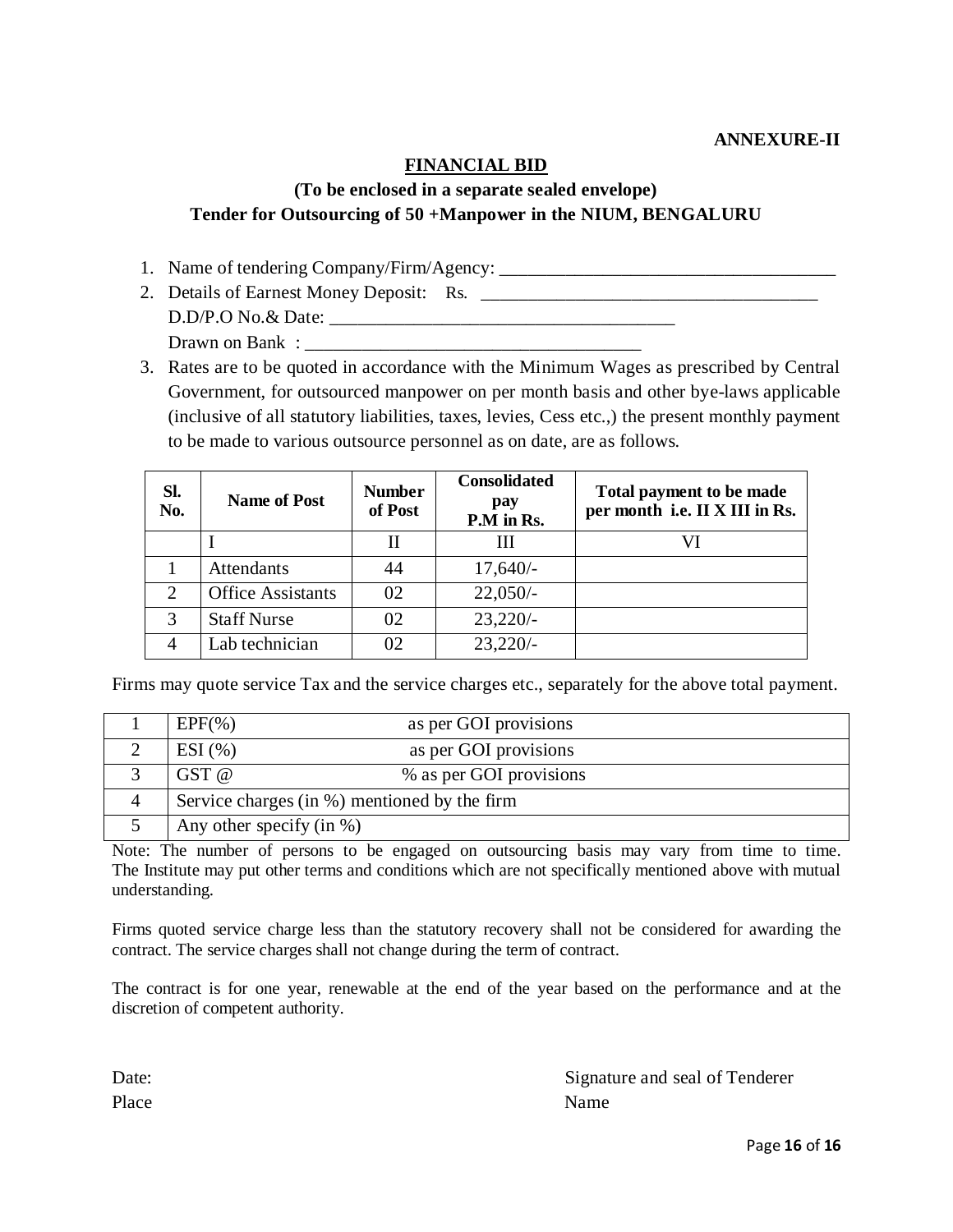**ANNEXURE-II**

## FINANCIAL BID

### (To be enclosed in a separate sealed envelope)

### Tender for Outsourcing of 50 +Manpower in the NIUM, BENGALURU

1. Name of tendering Company/Firm/Agency: ______________________________________
2. Details of Earnest Money Deposit: Rs. ______________________________________
   D.D/P.O No.& Date: ______________________________________
   Drawn on Bank : ______________________________________
3. Rates are to be quoted in accordance with the Minimum Wages as prescribed by Central Government, for outsourced manpower on per month basis and other bye-laws applicable (inclusive of all statutory liabilities, taxes, levies, Cess etc.,) the present monthly payment to be made to various outsource personnel as on date, are as follows.

| Sl. No. | Name of Post | Number of Post | Consolidated pay P.M in Rs. | Total payment to be made per month i.e. II X III in Rs. |
|---|---|---|---|---|
| | I | II | III | VI |
| 1 | Attendants | 44 | 17,640/- | |
| 2 | Office Assistants | 02 | 22,050/- | |
| 3 | Staff Nurse | 02 | 23,220/- | |
| 4 | Lab technician | 02 | 23,220/- | |

Firms may quote service Tax and the service charges etc., separately for the above total payment.

| | | |
|---|---|---|
| 1 | EPF(%) | as per GOI provisions |
| 2 | ESI (%) | as per GOI provisions |
| 3 | GST @ | % as per GOI provisions |
| 4 | Service charges (in %) mentioned by the firm | |
| 5 | Any other specify (in %) | |

Note: The number of persons to be engaged on outsourcing basis may vary from time to time. The Institute may put other terms and conditions which are not specifically mentioned above with mutual understanding.

Firms quoted service charge less than the statutory recovery shall not be considered for awarding the contract. The service charges shall not change during the term of contract.

The contract is for one year, renewable at the end of the year based on the performance and at the discretion of competent authority.

Date: Signature and seal of Tenderer

Place Name